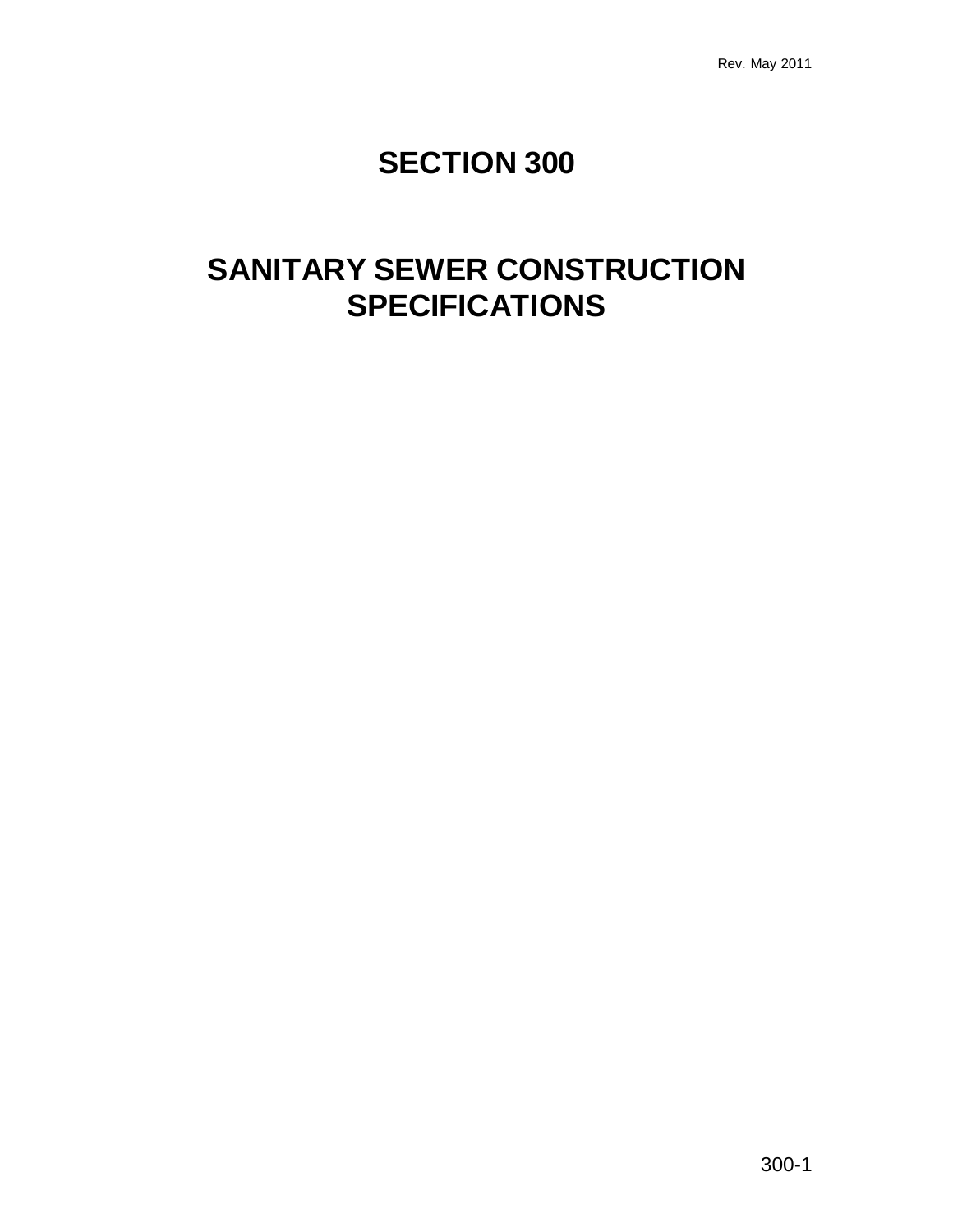# SECTION 300

# SANITARY SEWER CONSTRUCTION SPECIFICATIONS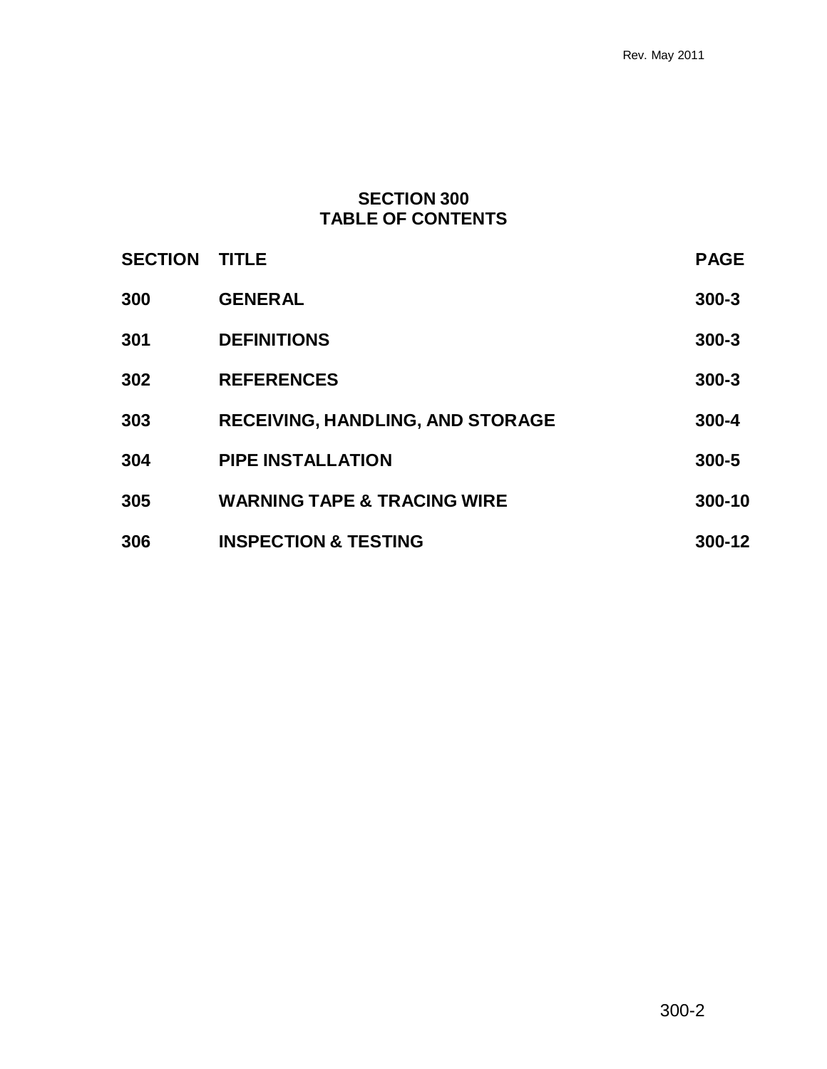# SECTION 300
# TABLE OF CONTENTS

| SECTION | TITLE | PAGE |
|---|---|---|
| 300 | GENERAL | 300-3 |
| 301 | DEFINITIONS | 300-3 |
| 302 | REFERENCES | 300-3 |
| 303 | RECEIVING, HANDLING, AND STORAGE | 300-4 |
| 304 | PIPE INSTALLATION | 300-5 |
| 305 | WARNING TAPE & TRACING WIRE | 300-10 |
| 306 | INSPECTION & TESTING | 300-12 |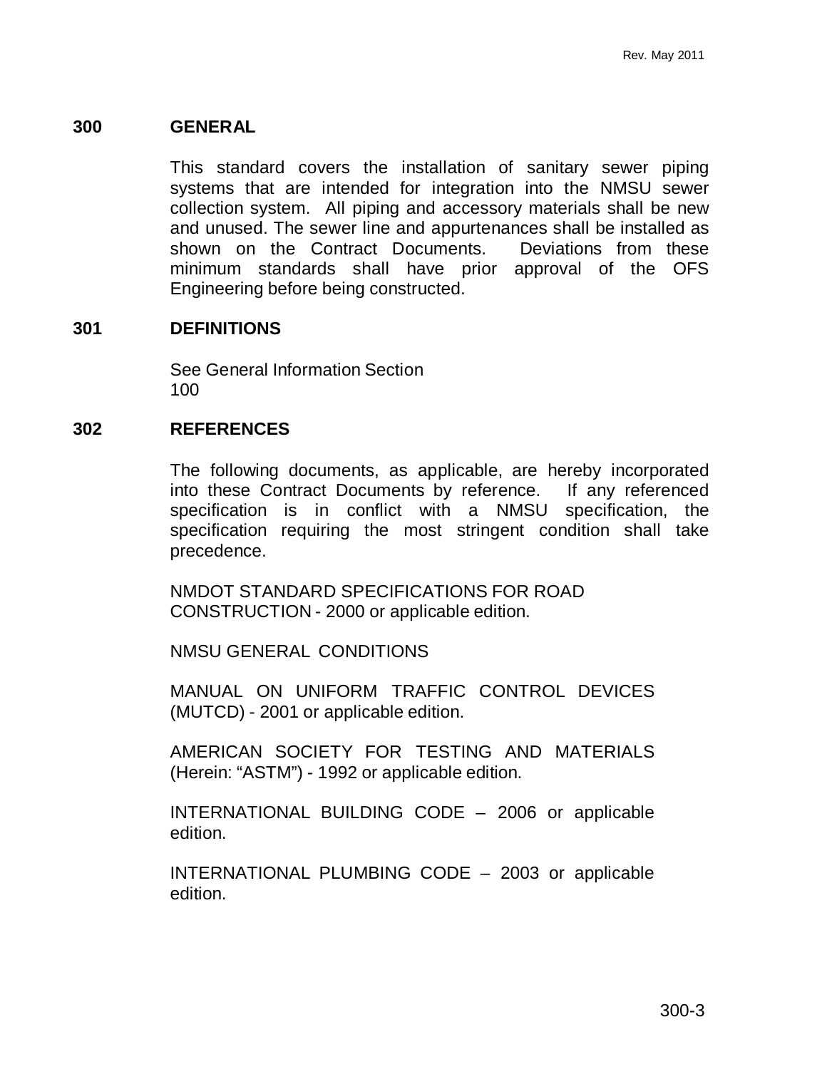## 300 GENERAL

This standard covers the installation of sanitary sewer piping systems that are intended for integration into the NMSU sewer collection system. All piping and accessory materials shall be new and unused. The sewer line and appurtenances shall be installed as shown on the Contract Documents. Deviations from these minimum standards shall have prior approval of the OFS Engineering before being constructed.

## 301 DEFINITIONS

See General Information Section 100

## 302 REFERENCES

The following documents, as applicable, are hereby incorporated into these Contract Documents by reference. If any referenced specification is in conflict with a NMSU specification, the specification requiring the most stringent condition shall take precedence.

NMDOT STANDARD SPECIFICATIONS FOR ROAD CONSTRUCTION - 2000 or applicable edition.

NMSU GENERAL CONDITIONS

MANUAL ON UNIFORM TRAFFIC CONTROL DEVICES (MUTCD) - 2001 or applicable edition.

AMERICAN SOCIETY FOR TESTING AND MATERIALS (Herein: "ASTM") - 1992 or applicable edition.

INTERNATIONAL BUILDING CODE – 2006 or applicable edition.

INTERNATIONAL PLUMBING CODE – 2003 or applicable edition.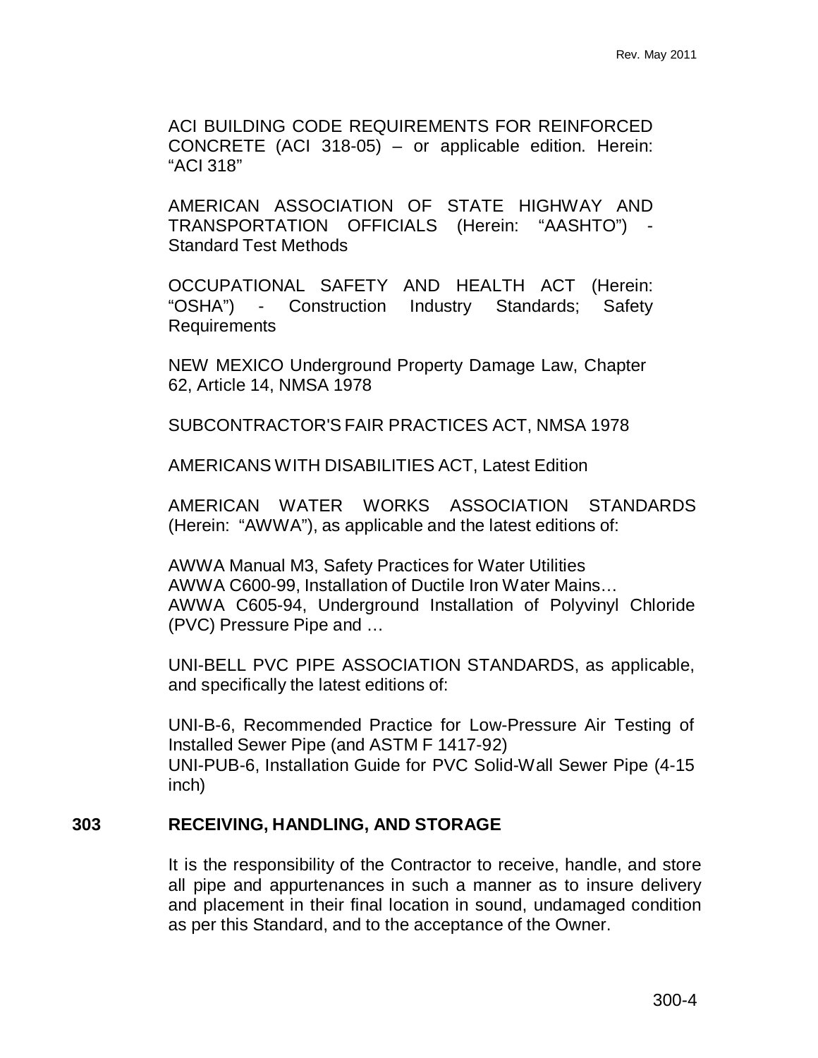ACI BUILDING CODE REQUIREMENTS FOR REINFORCED CONCRETE (ACI 318-05) – or applicable edition. Herein: "ACI 318"

AMERICAN ASSOCIATION OF STATE HIGHWAY AND TRANSPORTATION OFFICIALS (Herein: "AASHTO") - Standard Test Methods

OCCUPATIONAL SAFETY AND HEALTH ACT (Herein: "OSHA") - Construction Industry Standards; Safety Requirements

NEW MEXICO Underground Property Damage Law, Chapter 62, Article 14, NMSA 1978

SUBCONTRACTOR'S FAIR PRACTICES ACT, NMSA 1978

AMERICANS WITH DISABILITIES ACT, Latest Edition

AMERICAN WATER WORKS ASSOCIATION STANDARDS (Herein: "AWWA"), as applicable and the latest editions of:

AWWA Manual M3, Safety Practices for Water Utilities
AWWA C600-99, Installation of Ductile Iron Water Mains…
AWWA C605-94, Underground Installation of Polyvinyl Chloride (PVC) Pressure Pipe and …

UNI-BELL PVC PIPE ASSOCIATION STANDARDS, as applicable, and specifically the latest editions of:

UNI-B-6, Recommended Practice for Low-Pressure Air Testing of Installed Sewer Pipe (and ASTM F 1417-92)
UNI-PUB-6, Installation Guide for PVC Solid-Wall Sewer Pipe (4-15 inch)

## 303 RECEIVING, HANDLING, AND STORAGE

It is the responsibility of the Contractor to receive, handle, and store all pipe and appurtenances in such a manner as to insure delivery and placement in their final location in sound, undamaged condition as per this Standard, and to the acceptance of the Owner.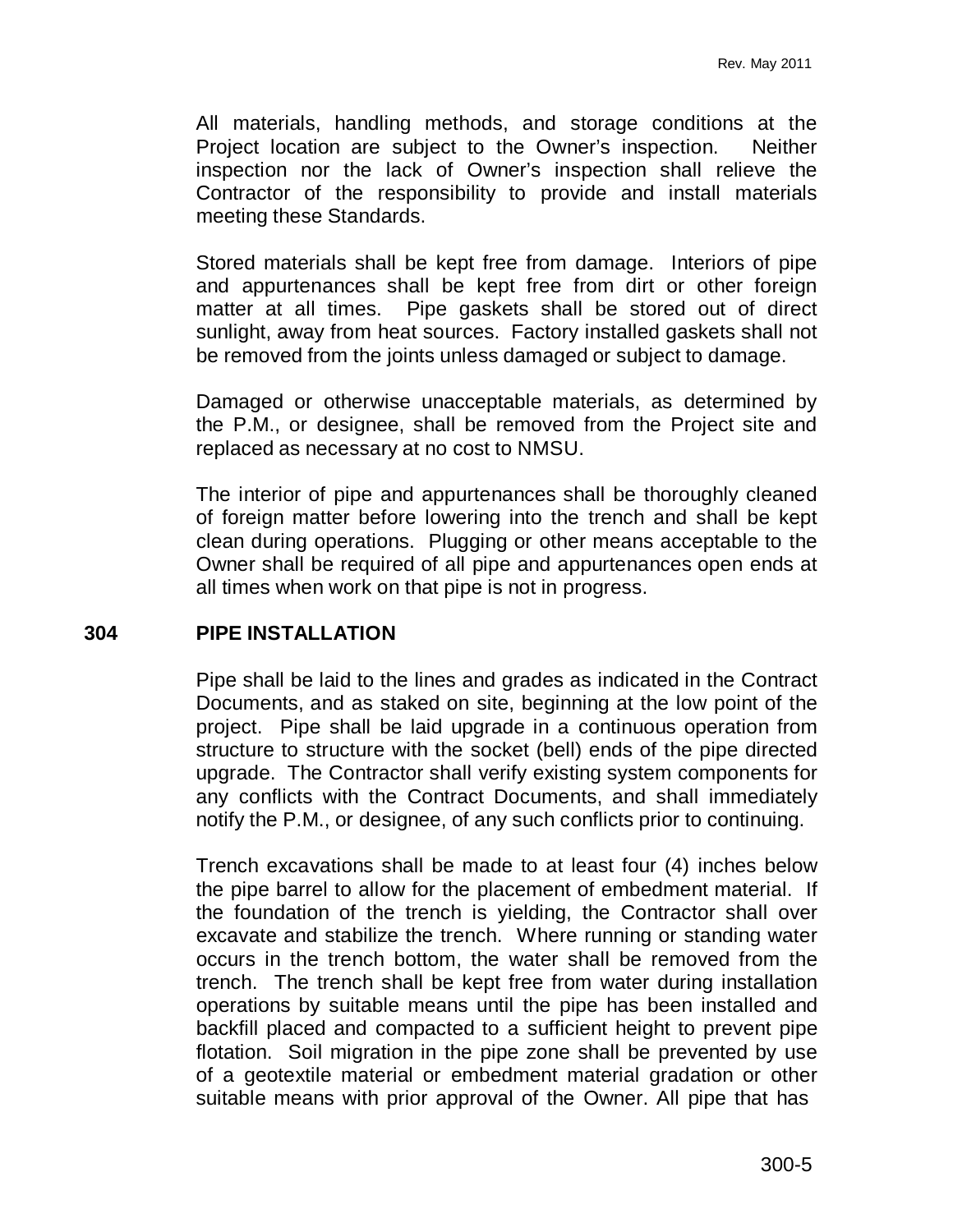All materials, handling methods, and storage conditions at the Project location are subject to the Owner's inspection. Neither inspection nor the lack of Owner's inspection shall relieve the Contractor of the responsibility to provide and install materials meeting these Standards.

Stored materials shall be kept free from damage. Interiors of pipe and appurtenances shall be kept free from dirt or other foreign matter at all times. Pipe gaskets shall be stored out of direct sunlight, away from heat sources. Factory installed gaskets shall not be removed from the joints unless damaged or subject to damage.

Damaged or otherwise unacceptable materials, as determined by the P.M., or designee, shall be removed from the Project site and replaced as necessary at no cost to NMSU.

The interior of pipe and appurtenances shall be thoroughly cleaned of foreign matter before lowering into the trench and shall be kept clean during operations. Plugging or other means acceptable to the Owner shall be required of all pipe and appurtenances open ends at all times when work on that pipe is not in progress.

## 304 PIPE INSTALLATION

Pipe shall be laid to the lines and grades as indicated in the Contract Documents, and as staked on site, beginning at the low point of the project. Pipe shall be laid upgrade in a continuous operation from structure to structure with the socket (bell) ends of the pipe directed upgrade. The Contractor shall verify existing system components for any conflicts with the Contract Documents, and shall immediately notify the P.M., or designee, of any such conflicts prior to continuing.

Trench excavations shall be made to at least four (4) inches below the pipe barrel to allow for the placement of embedment material. If the foundation of the trench is yielding, the Contractor shall over excavate and stabilize the trench. Where running or standing water occurs in the trench bottom, the water shall be removed from the trench. The trench shall be kept free from water during installation operations by suitable means until the pipe has been installed and backfill placed and compacted to a sufficient height to prevent pipe flotation. Soil migration in the pipe zone shall be prevented by use of a geotextile material or embedment material gradation or other suitable means with prior approval of the Owner. All pipe that has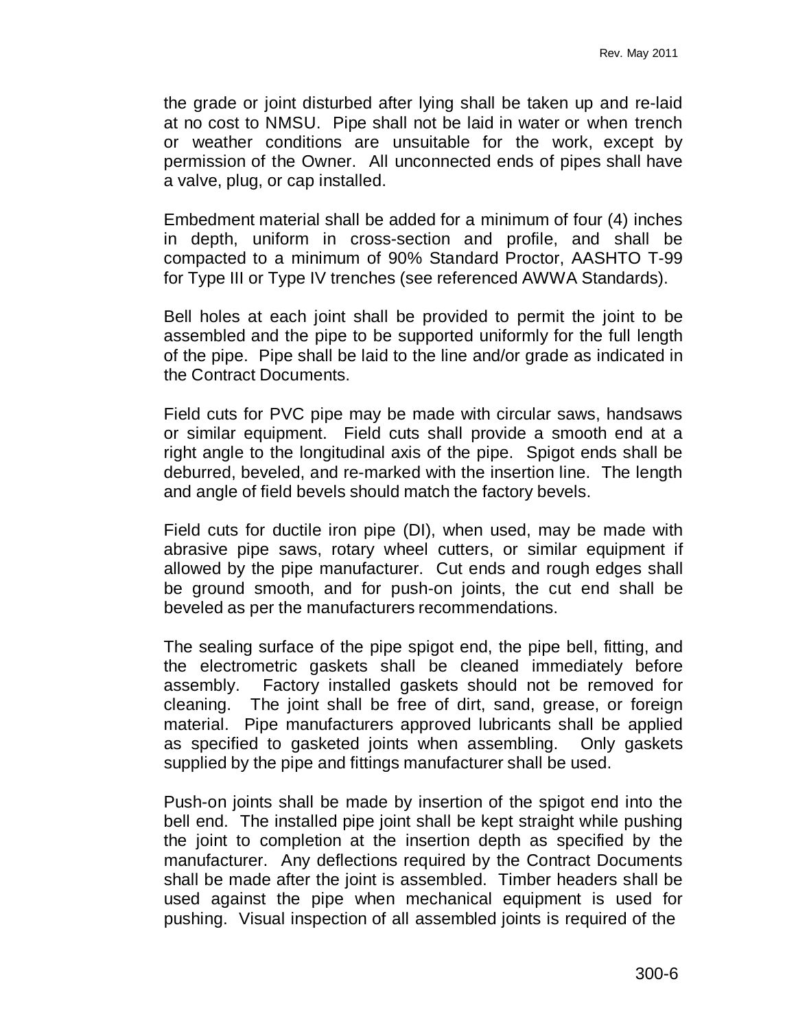the grade or joint disturbed after lying shall be taken up and re-laid at no cost to NMSU. Pipe shall not be laid in water or when trench or weather conditions are unsuitable for the work, except by permission of the Owner. All unconnected ends of pipes shall have a valve, plug, or cap installed.

Embedment material shall be added for a minimum of four (4) inches in depth, uniform in cross-section and profile, and shall be compacted to a minimum of 90% Standard Proctor, AASHTO T-99 for Type III or Type IV trenches (see referenced AWWA Standards).

Bell holes at each joint shall be provided to permit the joint to be assembled and the pipe to be supported uniformly for the full length of the pipe. Pipe shall be laid to the line and/or grade as indicated in the Contract Documents.

Field cuts for PVC pipe may be made with circular saws, handsaws or similar equipment. Field cuts shall provide a smooth end at a right angle to the longitudinal axis of the pipe. Spigot ends shall be deburred, beveled, and re-marked with the insertion line. The length and angle of field bevels should match the factory bevels.

Field cuts for ductile iron pipe (DI), when used, may be made with abrasive pipe saws, rotary wheel cutters, or similar equipment if allowed by the pipe manufacturer. Cut ends and rough edges shall be ground smooth, and for push-on joints, the cut end shall be beveled as per the manufacturers recommendations.

The sealing surface of the pipe spigot end, the pipe bell, fitting, and the electrometric gaskets shall be cleaned immediately before assembly. Factory installed gaskets should not be removed for cleaning. The joint shall be free of dirt, sand, grease, or foreign material. Pipe manufacturers approved lubricants shall be applied as specified to gasketed joints when assembling. Only gaskets supplied by the pipe and fittings manufacturer shall be used.

Push-on joints shall be made by insertion of the spigot end into the bell end. The installed pipe joint shall be kept straight while pushing the joint to completion at the insertion depth as specified by the manufacturer. Any deflections required by the Contract Documents shall be made after the joint is assembled. Timber headers shall be used against the pipe when mechanical equipment is used for pushing. Visual inspection of all assembled joints is required of the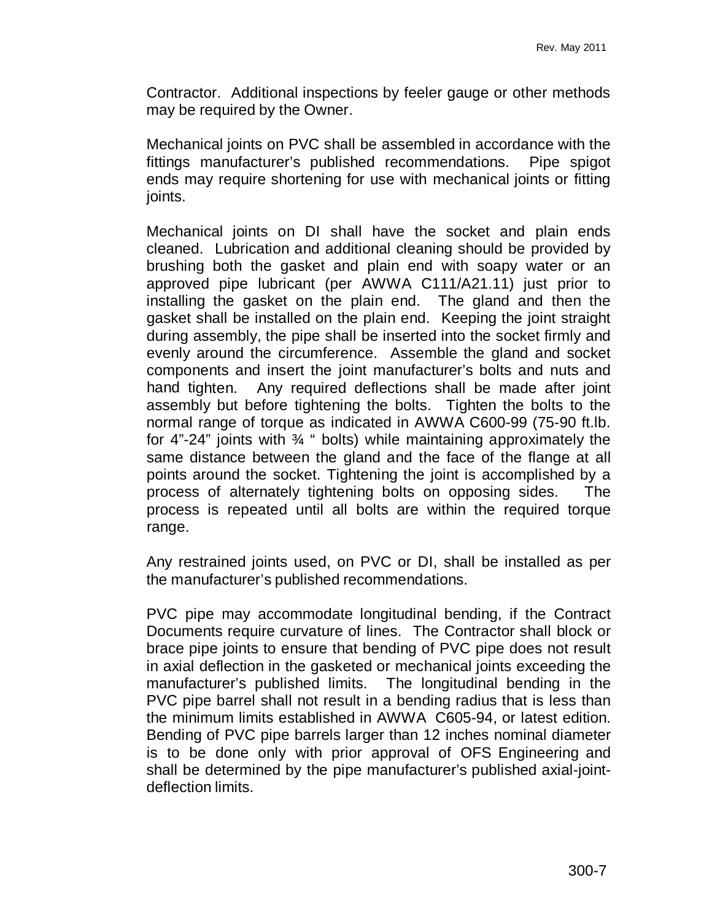Contractor. Additional inspections by feeler gauge or other methods may be required by the Owner.

Mechanical joints on PVC shall be assembled in accordance with the fittings manufacturer's published recommendations. Pipe spigot ends may require shortening for use with mechanical joints or fitting joints.

Mechanical joints on DI shall have the socket and plain ends cleaned. Lubrication and additional cleaning should be provided by brushing both the gasket and plain end with soapy water or an approved pipe lubricant (per AWWA C111/A21.11) just prior to installing the gasket on the plain end. The gland and then the gasket shall be installed on the plain end. Keeping the joint straight during assembly, the pipe shall be inserted into the socket firmly and evenly around the circumference. Assemble the gland and socket components and insert the joint manufacturer's bolts and nuts and hand tighten. Any required deflections shall be made after joint assembly but before tightening the bolts. Tighten the bolts to the normal range of torque as indicated in AWWA C600-99 (75-90 ft.lb. for 4"-24" joints with ¾ " bolts) while maintaining approximately the same distance between the gland and the face of the flange at all points around the socket. Tightening the joint is accomplished by a process of alternately tightening bolts on opposing sides. The process is repeated until all bolts are within the required torque range.

Any restrained joints used, on PVC or DI, shall be installed as per the manufacturer's published recommendations.

PVC pipe may accommodate longitudinal bending, if the Contract Documents require curvature of lines. The Contractor shall block or brace pipe joints to ensure that bending of PVC pipe does not result in axial deflection in the gasketed or mechanical joints exceeding the manufacturer's published limits. The longitudinal bending in the PVC pipe barrel shall not result in a bending radius that is less than the minimum limits established in AWWA C605-94, or latest edition. Bending of PVC pipe barrels larger than 12 inches nominal diameter is to be done only with prior approval of OFS Engineering and shall be determined by the pipe manufacturer's published axial-joint-deflection limits.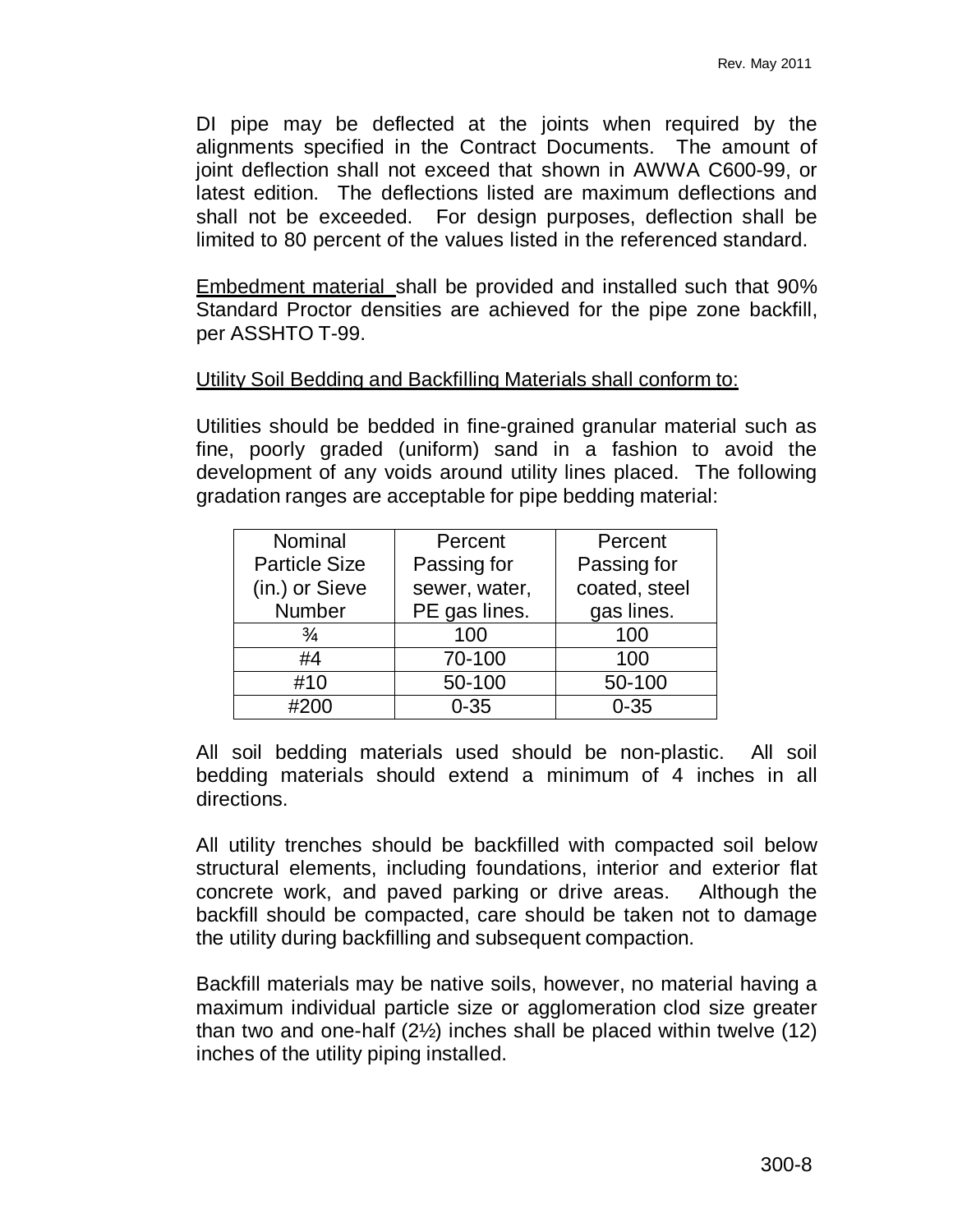DI pipe may be deflected at the joints when required by the alignments specified in the Contract Documents. The amount of joint deflection shall not exceed that shown in AWWA C600-99, or latest edition. The deflections listed are maximum deflections and shall not be exceeded. For design purposes, deflection shall be limited to 80 percent of the values listed in the referenced standard.

<u>Embedment material</u> shall be provided and installed such that 90% Standard Proctor densities are achieved for the pipe zone backfill, per ASSHTO T-99.

<u>Utility Soil Bedding and Backfilling Materials shall conform to:</u>

Utilities should be bedded in fine-grained granular material such as fine, poorly graded (uniform) sand in a fashion to avoid the development of any voids around utility lines placed. The following gradation ranges are acceptable for pipe bedding material:

| Nominal Particle Size (in.) or Sieve Number | Percent Passing for sewer, water, PE gas lines. | Percent Passing for coated, steel gas lines. |
|---|---|---|
| ¾ | 100 | 100 |
| #4 | 70-100 | 100 |
| #10 | 50-100 | 50-100 |
| #200 | 0-35 | 0-35 |

All soil bedding materials used should be non-plastic. All soil bedding materials should extend a minimum of 4 inches in all directions.

All utility trenches should be backfilled with compacted soil below structural elements, including foundations, interior and exterior flat concrete work, and paved parking or drive areas. Although the backfill should be compacted, care should be taken not to damage the utility during backfilling and subsequent compaction.

Backfill materials may be native soils, however, no material having a maximum individual particle size or agglomeration clod size greater than two and one-half (2½) inches shall be placed within twelve (12) inches of the utility piping installed.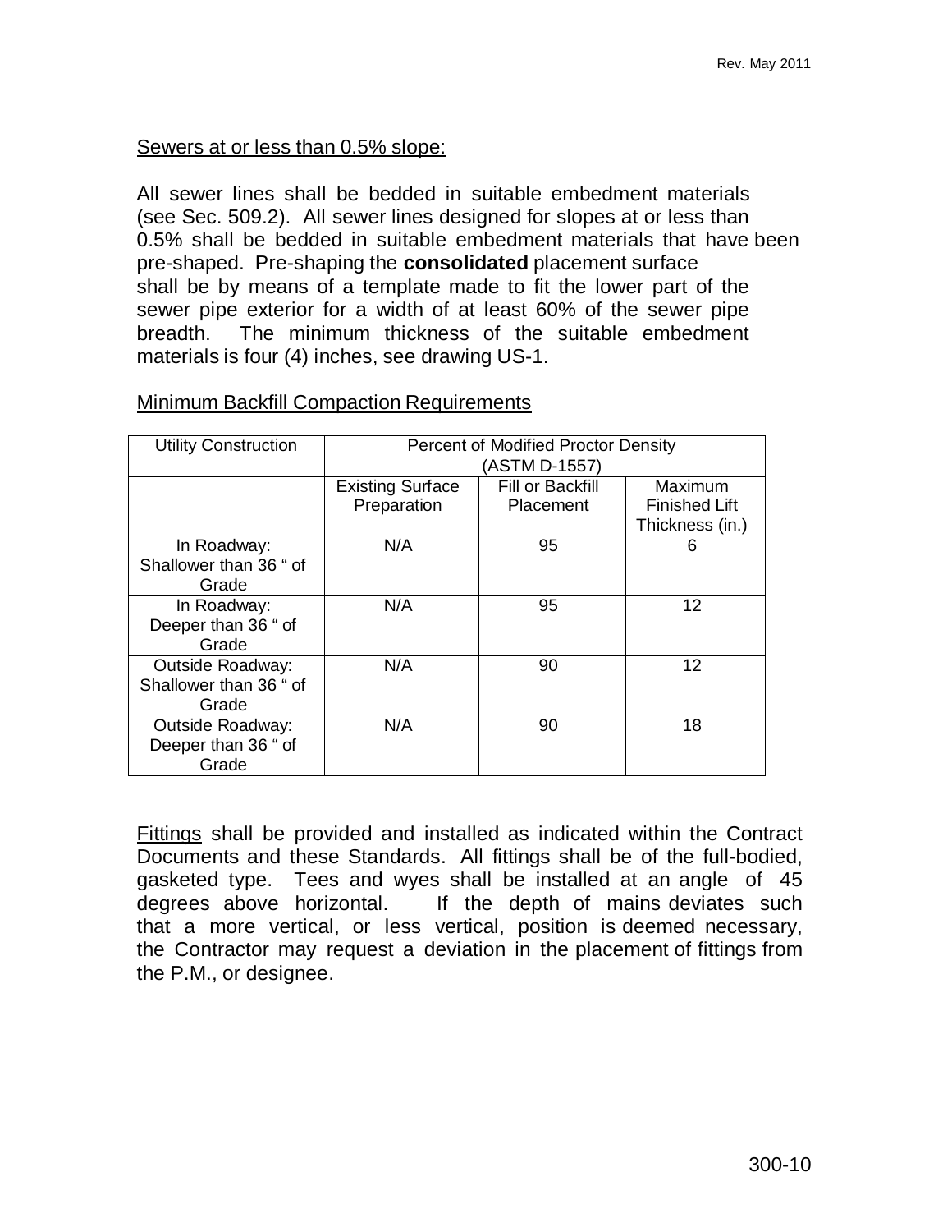Sewers at or less than 0.5% slope:

All sewer lines shall be bedded in suitable embedment materials (see Sec. 509.2). All sewer lines designed for slopes at or less than 0.5% shall be bedded in suitable embedment materials that have been pre-shaped. Pre-shaping the **consolidated** placement surface shall be by means of a template made to fit the lower part of the sewer pipe exterior for a width of at least 60% of the sewer pipe breadth. The minimum thickness of the suitable embedment materials is four (4) inches, see drawing US-1.

Minimum Backfill Compaction Requirements

| Utility Construction | Percent of Modified Proctor Density (ASTM D-1557) | | |
|---|---|---|---|
| | Existing Surface Preparation | Fill or Backfill Placement | Maximum Finished Lift Thickness (in.) |
| In Roadway: Shallower than 36 " of Grade | N/A | 95 | 6 |
| In Roadway: Deeper than 36 " of Grade | N/A | 95 | 12 |
| Outside Roadway: Shallower than 36 " of Grade | N/A | 90 | 12 |
| Outside Roadway: Deeper than 36 " of Grade | N/A | 90 | 18 |

Fittings shall be provided and installed as indicated within the Contract Documents and these Standards. All fittings shall be of the full-bodied, gasketed type. Tees and wyes shall be installed at an angle of 45 degrees above horizontal. If the depth of mains deviates such that a more vertical, or less vertical, position is deemed necessary, the Contractor may request a deviation in the placement of fittings from the P.M., or designee.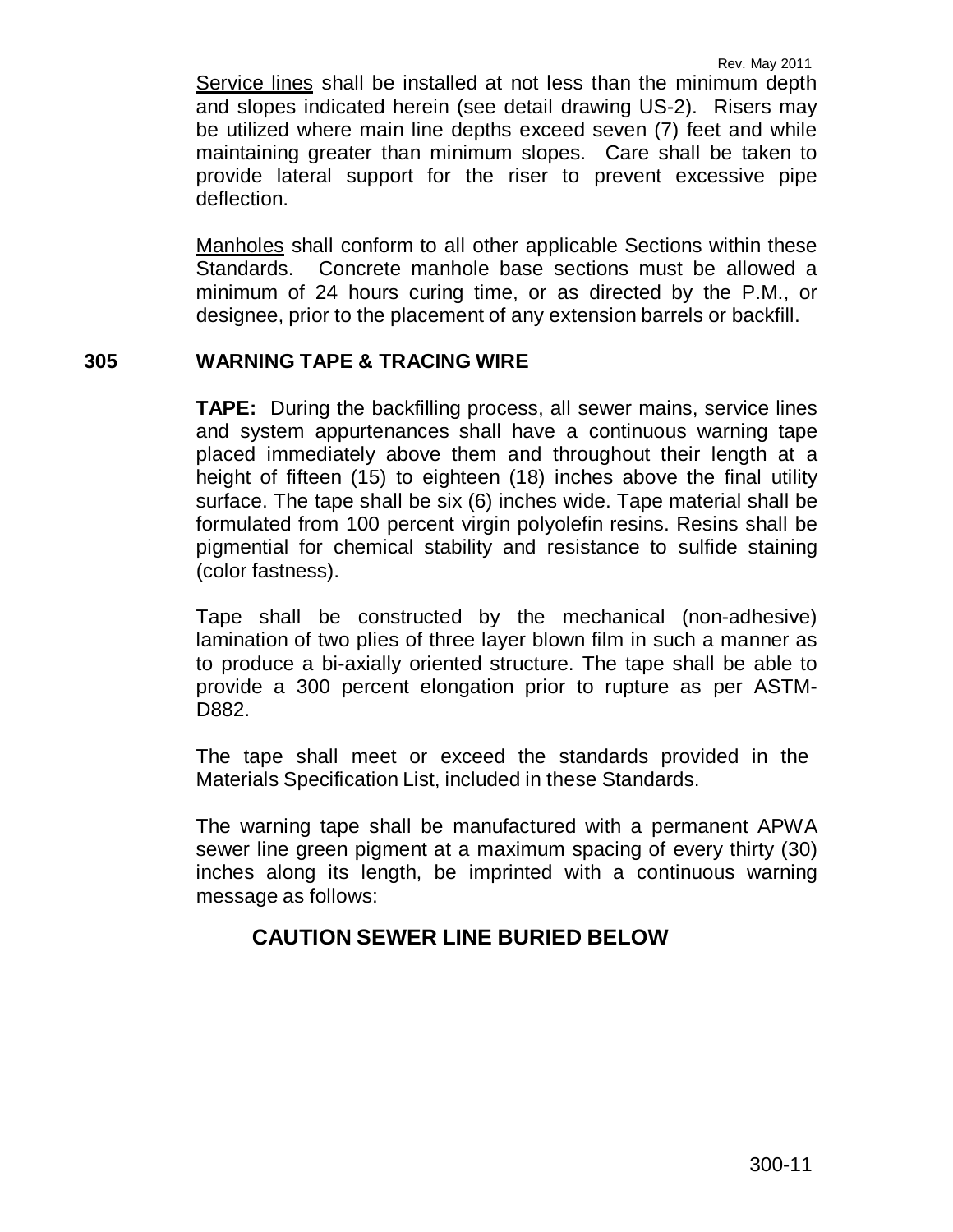Service lines shall be installed at not less than the minimum depth and slopes indicated herein (see detail drawing US-2). Risers may be utilized where main line depths exceed seven (7) feet and while maintaining greater than minimum slopes. Care shall be taken to provide lateral support for the riser to prevent excessive pipe deflection.

Manholes shall conform to all other applicable Sections within these Standards. Concrete manhole base sections must be allowed a minimum of 24 hours curing time, or as directed by the P.M., or designee, prior to the placement of any extension barrels or backfill.

## 305 WARNING TAPE & TRACING WIRE

**TAPE:** During the backfilling process, all sewer mains, service lines and system appurtenances shall have a continuous warning tape placed immediately above them and throughout their length at a height of fifteen (15) to eighteen (18) inches above the final utility surface. The tape shall be six (6) inches wide. Tape material shall be formulated from 100 percent virgin polyolefin resins. Resins shall be pigmential for chemical stability and resistance to sulfide staining (color fastness).

Tape shall be constructed by the mechanical (non-adhesive) lamination of two plies of three layer blown film in such a manner as to produce a bi-axially oriented structure. The tape shall be able to provide a 300 percent elongation prior to rupture as per ASTM-D882.

The tape shall meet or exceed the standards provided in the Materials Specification List, included in these Standards.

The warning tape shall be manufactured with a permanent APWA sewer line green pigment at a maximum spacing of every thirty (30) inches along its length, be imprinted with a continuous warning message as follows:

**CAUTION SEWER LINE BURIED BELOW**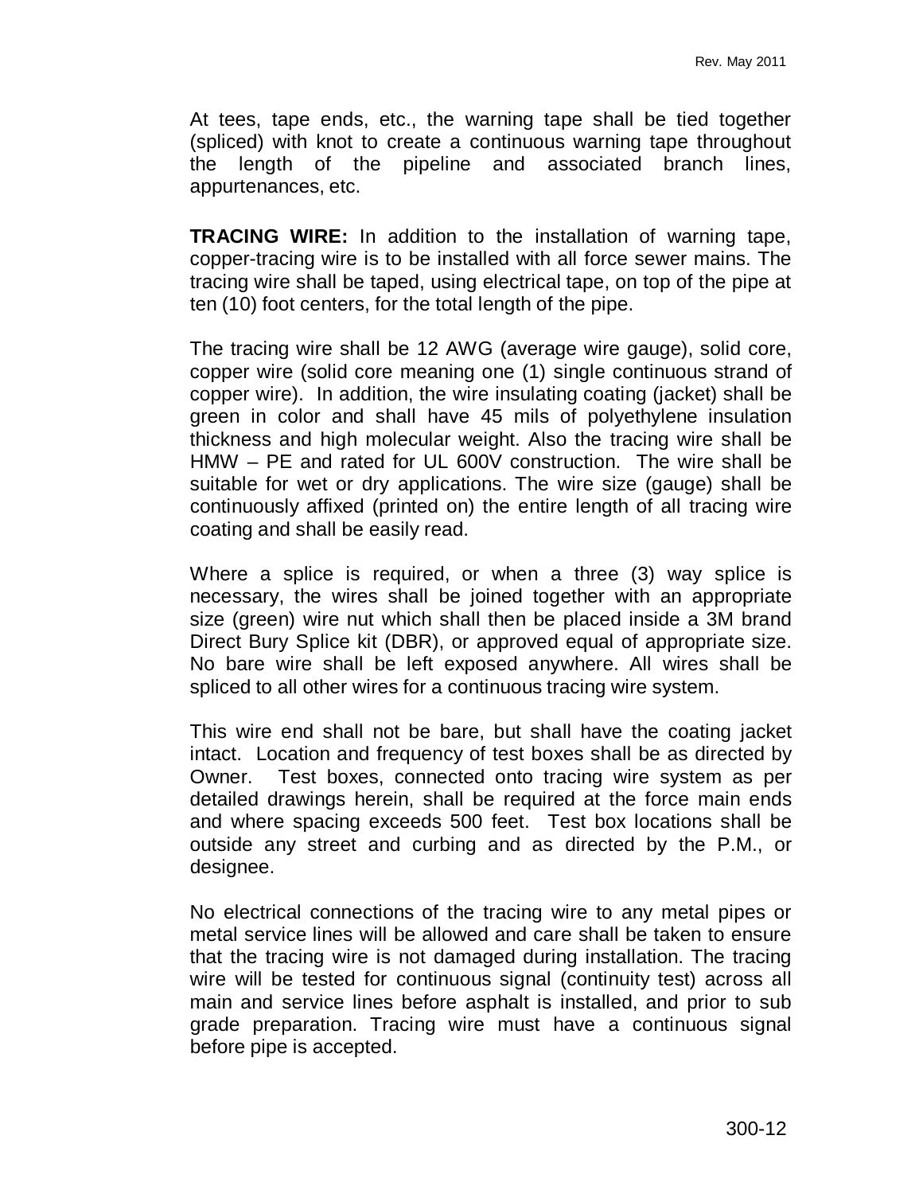At tees, tape ends, etc., the warning tape shall be tied together (spliced) with knot to create a continuous warning tape throughout the length of the pipeline and associated branch lines, appurtenances, etc.

**TRACING WIRE:** In addition to the installation of warning tape, copper-tracing wire is to be installed with all force sewer mains. The tracing wire shall be taped, using electrical tape, on top of the pipe at ten (10) foot centers, for the total length of the pipe.

The tracing wire shall be 12 AWG (average wire gauge), solid core, copper wire (solid core meaning one (1) single continuous strand of copper wire). In addition, the wire insulating coating (jacket) shall be green in color and shall have 45 mils of polyethylene insulation thickness and high molecular weight. Also the tracing wire shall be HMW – PE and rated for UL 600V construction. The wire shall be suitable for wet or dry applications. The wire size (gauge) shall be continuously affixed (printed on) the entire length of all tracing wire coating and shall be easily read.

Where a splice is required, or when a three (3) way splice is necessary, the wires shall be joined together with an appropriate size (green) wire nut which shall then be placed inside a 3M brand Direct Bury Splice kit (DBR), or approved equal of appropriate size. No bare wire shall be left exposed anywhere. All wires shall be spliced to all other wires for a continuous tracing wire system.

This wire end shall not be bare, but shall have the coating jacket intact. Location and frequency of test boxes shall be as directed by Owner. Test boxes, connected onto tracing wire system as per detailed drawings herein, shall be required at the force main ends and where spacing exceeds 500 feet. Test box locations shall be outside any street and curbing and as directed by the P.M., or designee.

No electrical connections of the tracing wire to any metal pipes or metal service lines will be allowed and care shall be taken to ensure that the tracing wire is not damaged during installation. The tracing wire will be tested for continuous signal (continuity test) across all main and service lines before asphalt is installed, and prior to sub grade preparation. Tracing wire must have a continuous signal before pipe is accepted.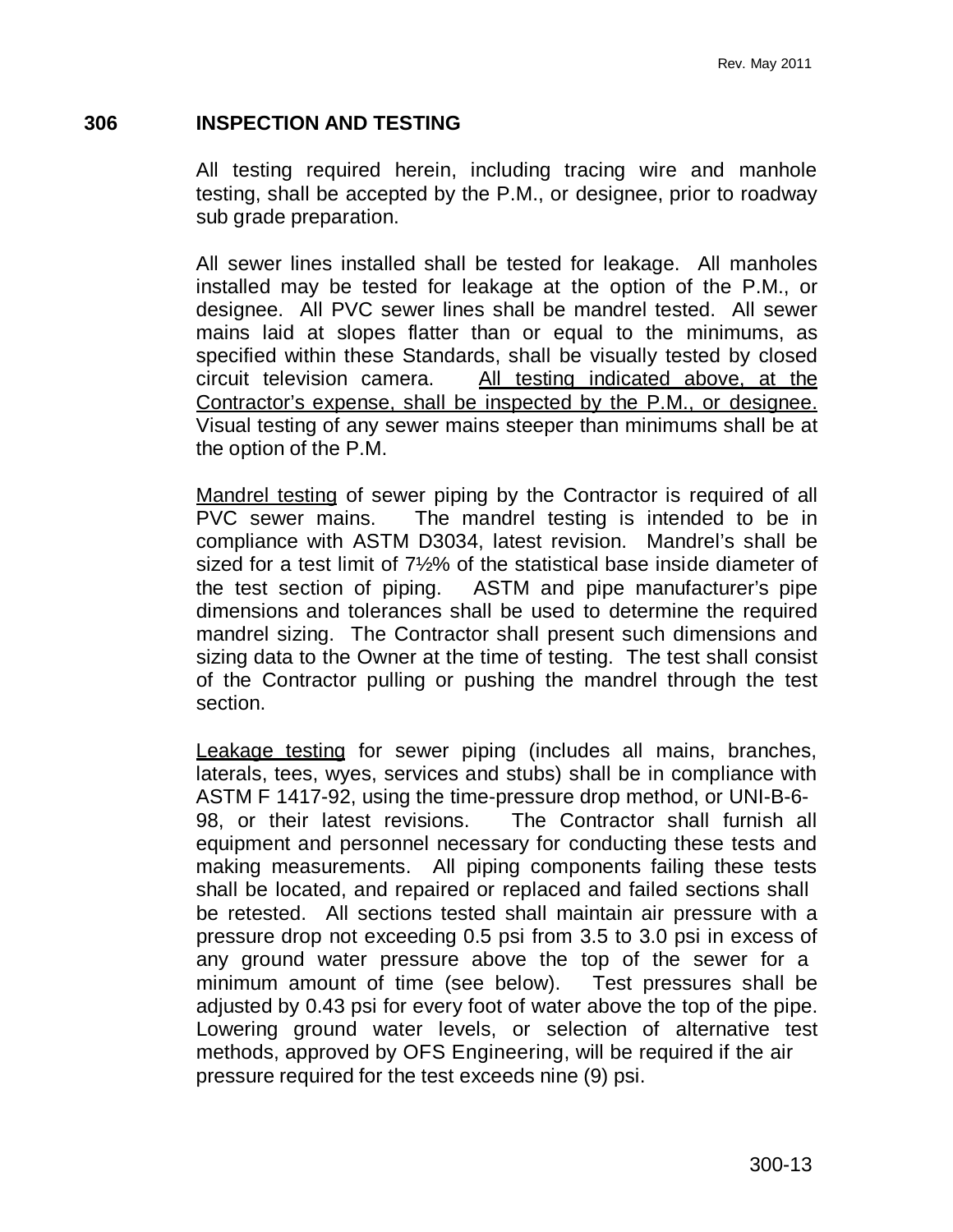## 306 INSPECTION AND TESTING

All testing required herein, including tracing wire and manhole testing, shall be accepted by the P.M., or designee, prior to roadway sub grade preparation.

All sewer lines installed shall be tested for leakage. All manholes installed may be tested for leakage at the option of the P.M., or designee. All PVC sewer lines shall be mandrel tested. All sewer mains laid at slopes flatter than or equal to the minimums, as specified within these Standards, shall be visually tested by closed circuit television camera. <u>All testing indicated above, at the Contractor's expense, shall be inspected by the P.M., or designee.</u> Visual testing of any sewer mains steeper than minimums shall be at the option of the P.M.

<u>Mandrel testing</u> of sewer piping by the Contractor is required of all PVC sewer mains. The mandrel testing is intended to be in compliance with ASTM D3034, latest revision. Mandrel's shall be sized for a test limit of 7½% of the statistical base inside diameter of the test section of piping. ASTM and pipe manufacturer's pipe dimensions and tolerances shall be used to determine the required mandrel sizing. The Contractor shall present such dimensions and sizing data to the Owner at the time of testing. The test shall consist of the Contractor pulling or pushing the mandrel through the test section.

<u>Leakage testing</u> for sewer piping (includes all mains, branches, laterals, tees, wyes, services and stubs) shall be in compliance with ASTM F 1417-92, using the time-pressure drop method, or UNI-B-6-98, or their latest revisions. The Contractor shall furnish all equipment and personnel necessary for conducting these tests and making measurements. All piping components failing these tests shall be located, and repaired or replaced and failed sections shall be retested. All sections tested shall maintain air pressure with a pressure drop not exceeding 0.5 psi from 3.5 to 3.0 psi in excess of any ground water pressure above the top of the sewer for a minimum amount of time (see below). Test pressures shall be adjusted by 0.43 psi for every foot of water above the top of the pipe. Lowering ground water levels, or selection of alternative test methods, approved by OFS Engineering, will be required if the air pressure required for the test exceeds nine (9) psi.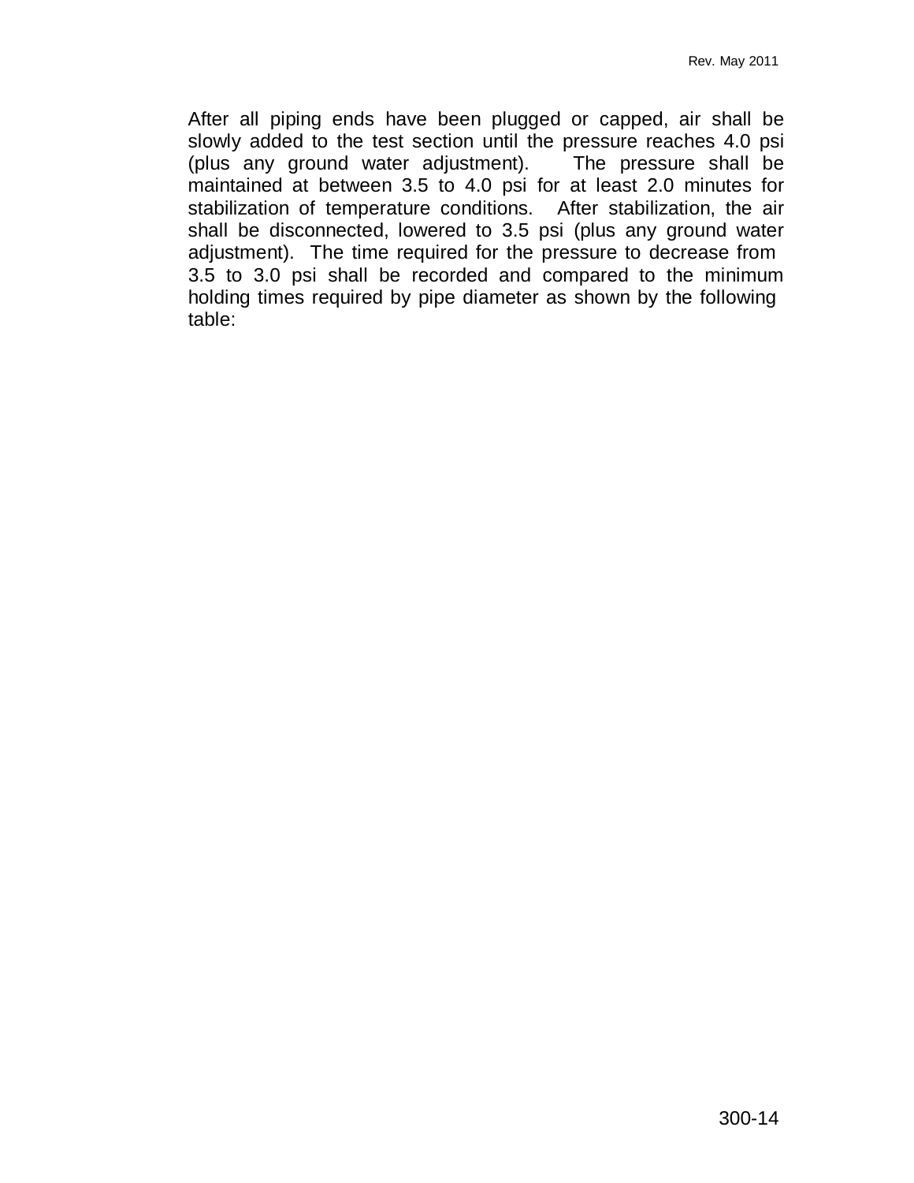After all piping ends have been plugged or capped, air shall be slowly added to the test section until the pressure reaches 4.0 psi (plus any ground water adjustment). The pressure shall be maintained at between 3.5 to 4.0 psi for at least 2.0 minutes for stabilization of temperature conditions. After stabilization, the air shall be disconnected, lowered to 3.5 psi (plus any ground water adjustment). The time required for the pressure to decrease from 3.5 to 3.0 psi shall be recorded and compared to the minimum holding times required by pipe diameter as shown by the following table: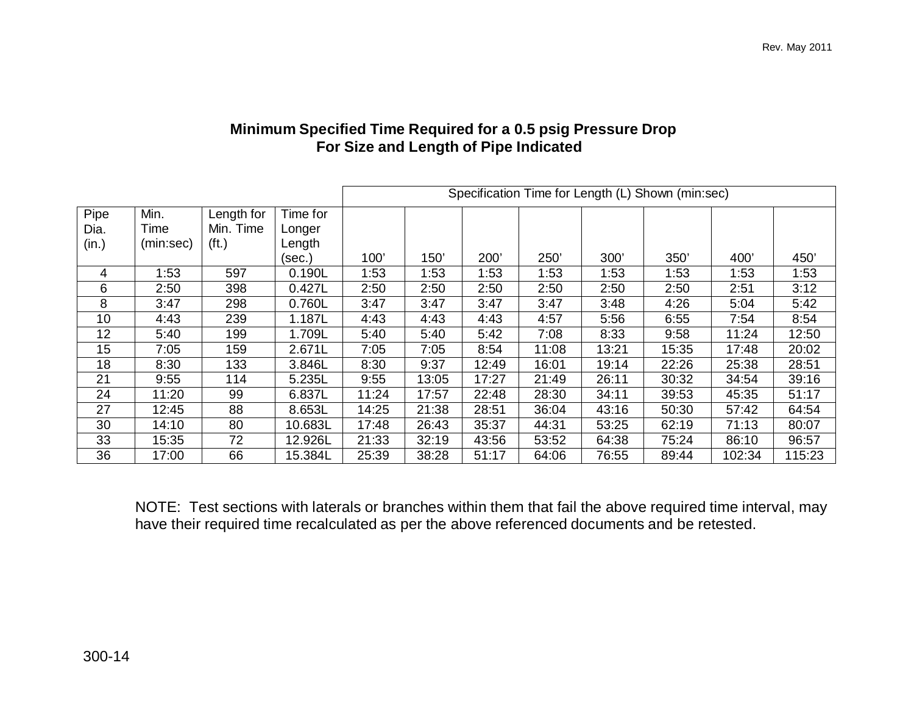## Minimum Specified Time Required for a 0.5 psig Pressure Drop For Size and Length of Pipe Indicated

| Pipe Dia. (in.) | Min. Time (min:sec) | Length for Min. Time (ft.) | Time for Longer Length (sec.) | Specification Time for Length (L) Shown (min:sec) | | | | | | | |
|---|---|---|---|---|---|---|---|---|---|---|---|
| | | | | 100’ | 150’ | 200’ | 250’ | 300’ | 350’ | 400’ | 450’ |
| 4 | 1:53 | 597 | 0.190L | 1:53 | 1:53 | 1:53 | 1:53 | 1:53 | 1:53 | 1:53 | 1:53 |
| 6 | 2:50 | 398 | 0.427L | 2:50 | 2:50 | 2:50 | 2:50 | 2:50 | 2:50 | 2:51 | 3:12 |
| 8 | 3:47 | 298 | 0.760L | 3:47 | 3:47 | 3:47 | 3:47 | 3:48 | 4:26 | 5:04 | 5:42 |
| 10 | 4:43 | 239 | 1.187L | 4:43 | 4:43 | 4:43 | 4:57 | 5:56 | 6:55 | 7:54 | 8:54 |
| 12 | 5:40 | 199 | 1.709L | 5:40 | 5:40 | 5:42 | 7:08 | 8:33 | 9:58 | 11:24 | 12:50 |
| 15 | 7:05 | 159 | 2.671L | 7:05 | 7:05 | 8:54 | 11:08 | 13:21 | 15:35 | 17:48 | 20:02 |
| 18 | 8:30 | 133 | 3.846L | 8:30 | 9:37 | 12:49 | 16:01 | 19:14 | 22:26 | 25:38 | 28:51 |
| 21 | 9:55 | 114 | 5.235L | 9:55 | 13:05 | 17:27 | 21:49 | 26:11 | 30:32 | 34:54 | 39:16 |
| 24 | 11:20 | 99 | 6.837L | 11:24 | 17:57 | 22:48 | 28:30 | 34:11 | 39:53 | 45:35 | 51:17 |
| 27 | 12:45 | 88 | 8.653L | 14:25 | 21:38 | 28:51 | 36:04 | 43:16 | 50:30 | 57:42 | 64:54 |
| 30 | 14:10 | 80 | 10.683L | 17:48 | 26:43 | 35:37 | 44:31 | 53:25 | 62:19 | 71:13 | 80:07 |
| 33 | 15:35 | 72 | 12.926L | 21:33 | 32:19 | 43:56 | 53:52 | 64:38 | 75:24 | 86:10 | 96:57 |
| 36 | 17:00 | 66 | 15.384L | 25:39 | 38:28 | 51:17 | 64:06 | 76:55 | 89:44 | 102:34 | 115:23 |

NOTE: Test sections with laterals or branches within them that fail the above required time interval, may have their required time recalculated as per the above referenced documents and be retested.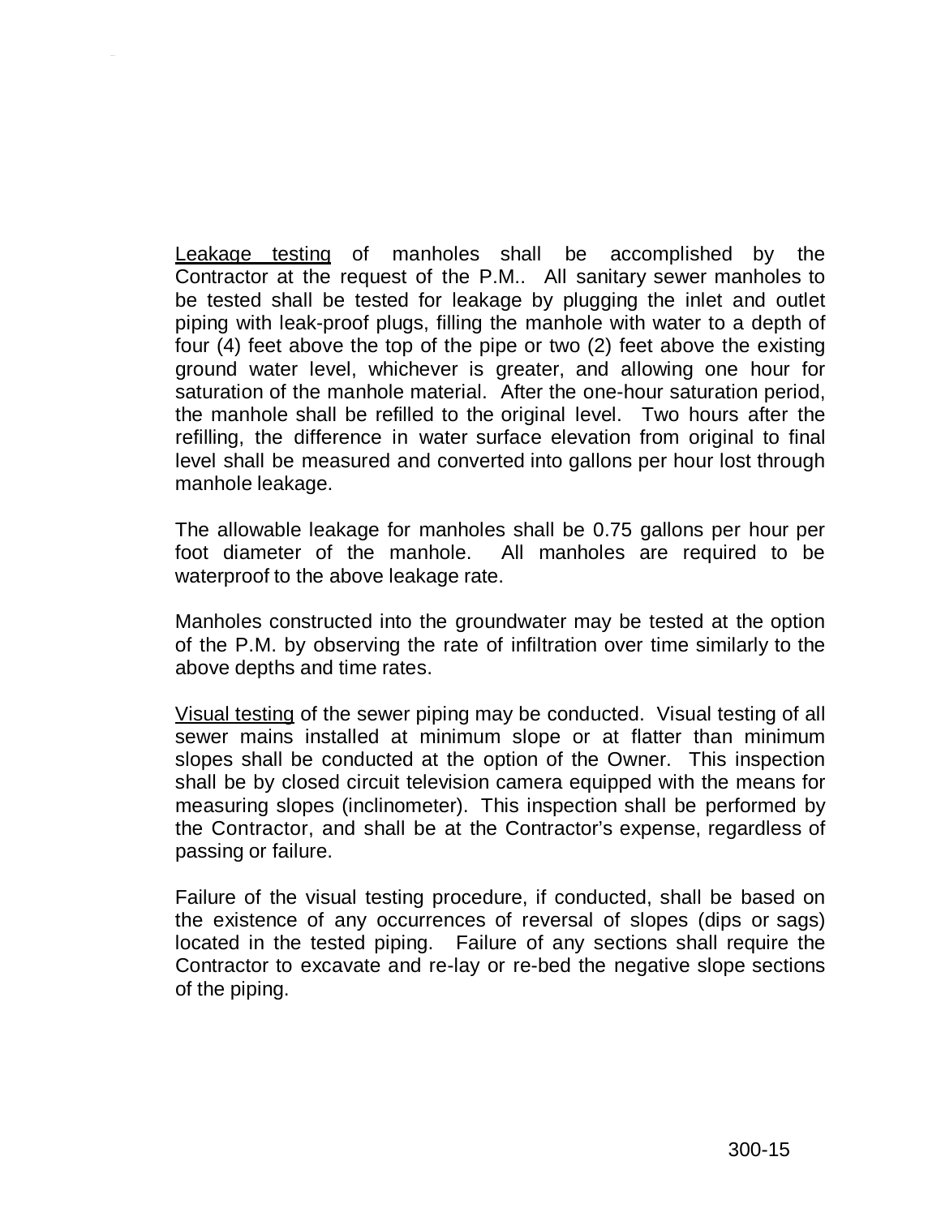<u>Leakage testing</u> of manholes shall be accomplished by the Contractor at the request of the P.M.. All sanitary sewer manholes to be tested shall be tested for leakage by plugging the inlet and outlet piping with leak-proof plugs, filling the manhole with water to a depth of four (4) feet above the top of the pipe or two (2) feet above the existing ground water level, whichever is greater, and allowing one hour for saturation of the manhole material. After the one-hour saturation period, the manhole shall be refilled to the original level. Two hours after the refilling, the difference in water surface elevation from original to final level shall be measured and converted into gallons per hour lost through manhole leakage.

The allowable leakage for manholes shall be 0.75 gallons per hour per foot diameter of the manhole. All manholes are required to be waterproof to the above leakage rate.

Manholes constructed into the groundwater may be tested at the option of the P.M. by observing the rate of infiltration over time similarly to the above depths and time rates.

<u>Visual testing</u> of the sewer piping may be conducted. Visual testing of all sewer mains installed at minimum slope or at flatter than minimum slopes shall be conducted at the option of the Owner. This inspection shall be by closed circuit television camera equipped with the means for measuring slopes (inclinometer). This inspection shall be performed by the Contractor, and shall be at the Contractor's expense, regardless of passing or failure.

Failure of the visual testing procedure, if conducted, shall be based on the existence of any occurrences of reversal of slopes (dips or sags) located in the tested piping. Failure of any sections shall require the Contractor to excavate and re-lay or re-bed the negative slope sections of the piping.